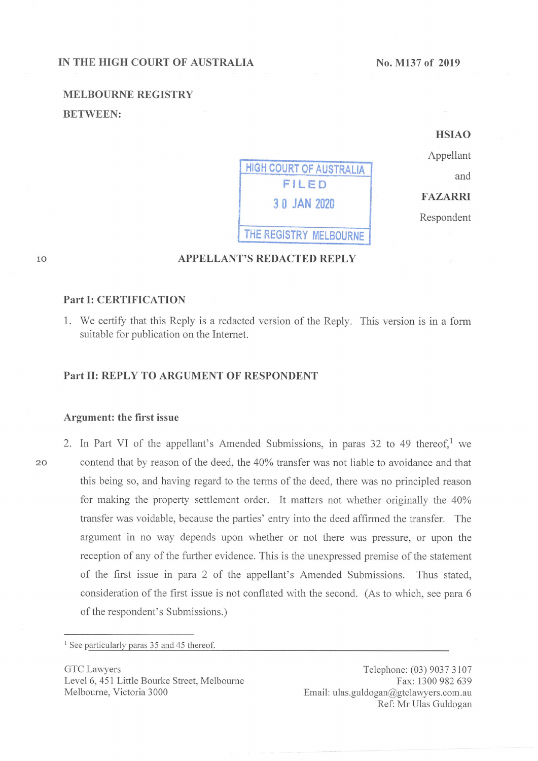IN THE HIGH COURT OF AUSTRALIA

No. M137 of 2019

MELBOURNE REGISTRY

BETWEEN:

**HSIAO**

Appellant

and

**FAZARRI**

Respondent

HIGH COURT OF AUSTRALIA
FILED
30 JAN 2020
THE REGISTRY MELBOURNE

## APPELLANT'S REDACTED REPLY

### Part I: CERTIFICATION

1. We certify that this Reply is a redacted version of the Reply. This version is in a form suitable for publication on the Internet.

### Part II: REPLY TO ARGUMENT OF RESPONDENT

#### Argument: the first issue

2. In Part VI of the appellant's Amended Submissions, in paras 32 to 49 thereof,[1] we contend that by reason of the deed, the 40% transfer was not liable to avoidance and that this being so, and having regard to the terms of the deed, there was no principled reason for making the property settlement order. It matters not whether originally the 40% transfer was voidable, because the parties' entry into the deed affirmed the transfer. The argument in no way depends upon whether or not there was pressure, or upon the reception of any of the further evidence. This is the unexpressed premise of the statement of the first issue in para 2 of the appellant's Amended Submissions. Thus stated, consideration of the first issue is not conflated with the second. (As to which, see para 6 of the respondent's Submissions.)

[1] See particularly paras 35 and 45 thereof.

GTC Lawyers
Level 6, 451 Little Bourke Street, Melbourne
Melbourne, Victoria 3000

Telephone: (03) 9037 3107
Fax: 1300 982 639
Email: ulas.guldogan@gtclawyers.com.au
Ref: Mr Ulas Guldogan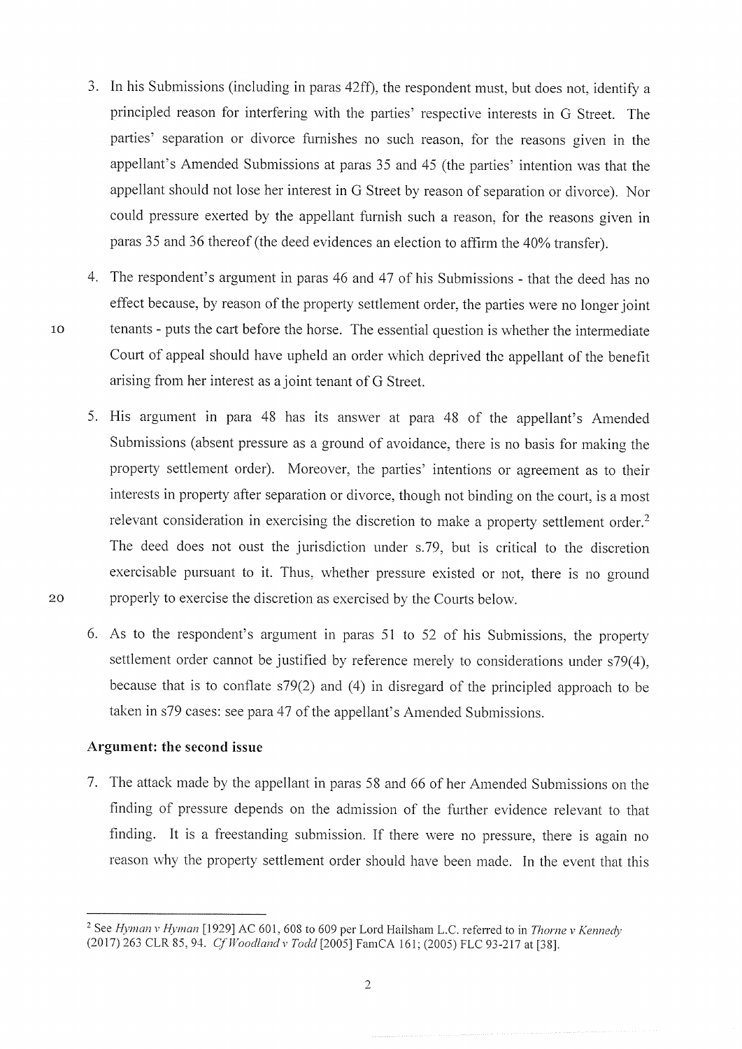3. In his Submissions (including in paras 42ff), the respondent must, but does not, identify a principled reason for interfering with the parties' respective interests in G Street. The parties' separation or divorce furnishes no such reason, for the reasons given in the appellant's Amended Submissions at paras 35 and 45 (the parties' intention was that the appellant should not lose her interest in G Street by reason of separation or divorce). Nor could pressure exerted by the appellant furnish such a reason, for the reasons given in paras 35 and 36 thereof (the deed evidences an election to affirm the 40% transfer).

4. The respondent's argument in paras 46 and 47 of his Submissions - that the deed has no effect because, by reason of the property settlement order, the parties were no longer joint tenants - puts the cart before the horse. The essential question is whether the intermediate Court of appeal should have upheld an order which deprived the appellant of the benefit arising from her interest as a joint tenant of G Street.

5. His argument in para 48 has its answer at para 48 of the appellant's Amended Submissions (absent pressure as a ground of avoidance, there is no basis for making the property settlement order). Moreover, the parties' intentions or agreement as to their interests in property after separation or divorce, though not binding on the court, is a most relevant consideration in exercising the discretion to make a property settlement order.[2] The deed does not oust the jurisdiction under s.79, but is critical to the discretion exercisable pursuant to it. Thus, whether pressure existed or not, there is no ground properly to exercise the discretion as exercised by the Courts below.

6. As to the respondent's argument in paras 51 to 52 of his Submissions, the property settlement order cannot be justified by reference merely to considerations under s79(4), because that is to conflate s79(2) and (4) in disregard of the principled approach to be taken in s79 cases: see para 47 of the appellant's Amended Submissions.

### Argument: the second issue

7. The attack made by the appellant in paras 58 and 66 of her Amended Submissions on the finding of pressure depends on the admission of the further evidence relevant to that finding. It is a freestanding submission. If there were no pressure, there is again no reason why the property settlement order should have been made. In the event that this

---

[2] See *Hyman v Hyman* [1929] AC 601, 608 to 609 per Lord Hailsham L.C. referred to in *Thorne v Kennedy* (2017) 263 CLR 85, 94. *Cf Woodland v Todd* [2005] FamCA 161; (2005) FLC 93-217 at [38].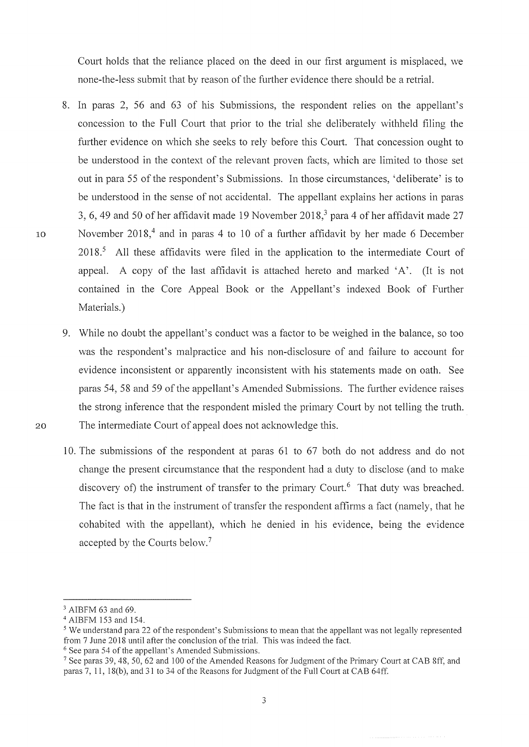Court holds that the reliance placed on the deed in our first argument is misplaced, we none-the-less submit that by reason of the further evidence there should be a retrial.

8. In paras 2, 56 and 63 of his Submissions, the respondent relies on the appellant's concession to the Full Court that prior to the trial she deliberately withheld filing the further evidence on which she seeks to rely before this Court. That concession ought to be understood in the context of the relevant proven facts, which are limited to those set out in para 55 of the respondent's Submissions. In those circumstances, 'deliberate' is to be understood in the sense of not accidental. The appellant explains her actions in paras 3, 6, 49 and 50 of her affidavit made 19 November 2018,[3] para 4 of her affidavit made 27 November 2018,[4] and in paras 4 to 10 of a further affidavit by her made 6 December 2018.[5] All these affidavits were filed in the application to the intermediate Court of appeal. A copy of the last affidavit is attached hereto and marked 'A'. (It is not contained in the Core Appeal Book or the Appellant's indexed Book of Further Materials.)

9. While no doubt the appellant's conduct was a factor to be weighed in the balance, so too was the respondent's malpractice and his non-disclosure of and failure to account for evidence inconsistent or apparently inconsistent with his statements made on oath. See paras 54, 58 and 59 of the appellant's Amended Submissions. The further evidence raises the strong inference that the respondent misled the primary Court by not telling the truth. The intermediate Court of appeal does not acknowledge this.

10. The submissions of the respondent at paras 61 to 67 both do not address and do not change the present circumstance that the respondent had a duty to disclose (and to make discovery of) the instrument of transfer to the primary Court.[6] That duty was breached. The fact is that in the instrument of transfer the respondent affirms a fact (namely, that he cohabited with the appellant), which he denied in his evidence, being the evidence accepted by the Courts below.[7]

---

[3] AIBFM 63 and 69.

[4] AIBFM 153 and 154.

[5] We understand para 22 of the respondent's Submissions to mean that the appellant was not legally represented from 7 June 2018 until after the conclusion of the trial. This was indeed the fact.

[6] See para 54 of the appellant's Amended Submissions.

[7] See paras 39, 48, 50, 62 and 100 of the Amended Reasons for Judgment of the Primary Court at CAB 8ff, and paras 7, 11, 18(b), and 31 to 34 of the Reasons for Judgment of the Full Court at CAB 64ff.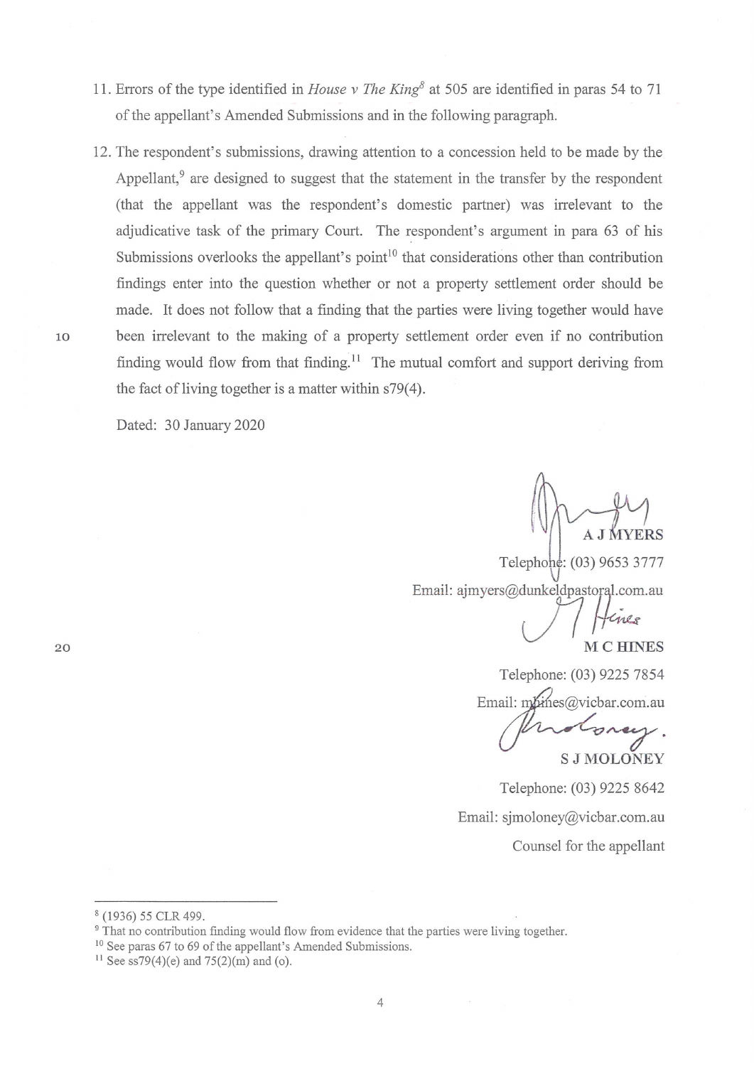11. Errors of the type identified in *House v The King*[8] at 505 are identified in paras 54 to 71 of the appellant's Amended Submissions and in the following paragraph.

12. The respondent's submissions, drawing attention to a concession held to be made by the Appellant,[9] are designed to suggest that the statement in the transfer by the respondent (that the appellant was the respondent's domestic partner) was irrelevant to the adjudicative task of the primary Court. The respondent's argument in para 63 of his Submissions overlooks the appellant's point[10] that considerations other than contribution findings enter into the question whether or not a property settlement order should be made. It does not follow that a finding that the parties were living together would have been irrelevant to the making of a property settlement order even if no contribution finding would flow from that finding.[11] The mutual comfort and support deriving from the fact of living together is a matter within s79(4).

Dated: 30 January 2020

**A J MYERS**
Telephone: (03) 9653 3777
Email: ajmyers@dunkeldpastoral.com.au

**M C HINES**
Telephone: (03) 9225 7854
Email: mhines@vicbar.com.au

**S J MOLONEY**
Telephone: (03) 9225 8642
Email: sjmoloney@vicbar.com.au
Counsel for the appellant

---

[8] (1936) 55 CLR 499.

[9] That no contribution finding would flow from evidence that the parties were living together.

[10] See paras 67 to 69 of the appellant's Amended Submissions.

[11] See ss79(4)(e) and 75(2)(m) and (o).